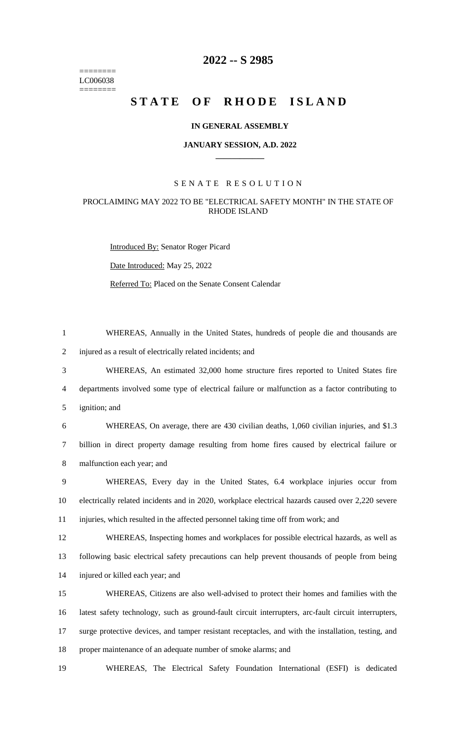# 2022 -- S 2985

========
LC006038
========

# STATE OF RHODE ISLAND

### IN GENERAL ASSEMBLY

### JANUARY SESSION, A.D. 2022

SENATE RESOLUTION

PROCLAIMING MAY 2022 TO BE "ELECTRICAL SAFETY MONTH" IN THE STATE OF RHODE ISLAND

Introduced By: Senator Roger Picard

Date Introduced: May 25, 2022

Referred To: Placed on the Senate Consent Calendar

WHEREAS, Annually in the United States, hundreds of people die and thousands are injured as a result of electrically related incidents; and

WHEREAS, An estimated 32,000 home structure fires reported to United States fire departments involved some type of electrical failure or malfunction as a factor contributing to ignition; and

WHEREAS, On average, there are 430 civilian deaths, 1,060 civilian injuries, and $1.3 billion in direct property damage resulting from home fires caused by electrical failure or malfunction each year; and

WHEREAS, Every day in the United States, 6.4 workplace injuries occur from electrically related incidents and in 2020, workplace electrical hazards caused over 2,220 severe injuries, which resulted in the affected personnel taking time off from work; and

WHEREAS, Inspecting homes and workplaces for possible electrical hazards, as well as following basic electrical safety precautions can help prevent thousands of people from being injured or killed each year; and

WHEREAS, Citizens are also well-advised to protect their homes and families with the latest safety technology, such as ground-fault circuit interrupters, arc-fault circuit interrupters, surge protective devices, and tamper resistant receptacles, and with the installation, testing, and proper maintenance of an adequate number of smoke alarms; and

WHEREAS, The Electrical Safety Foundation International (ESFI) is dedicated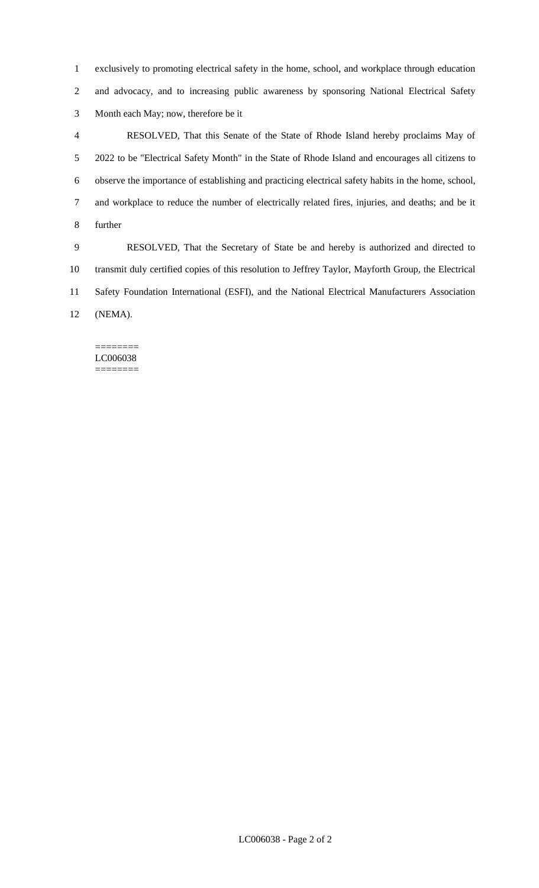exclusively to promoting electrical safety in the home, school, and workplace through education and advocacy, and to increasing public awareness by sponsoring National Electrical Safety Month each May; now, therefore be it

RESOLVED, That this Senate of the State of Rhode Island hereby proclaims May of 2022 to be "Electrical Safety Month" in the State of Rhode Island and encourages all citizens to observe the importance of establishing and practicing electrical safety habits in the home, school, and workplace to reduce the number of electrically related fires, injuries, and deaths; and be it further

RESOLVED, That the Secretary of State be and hereby is authorized and directed to transmit duly certified copies of this resolution to Jeffrey Taylor, Mayforth Group, the Electrical Safety Foundation International (ESFI), and the National Electrical Manufacturers Association (NEMA).

========
LC006038
========